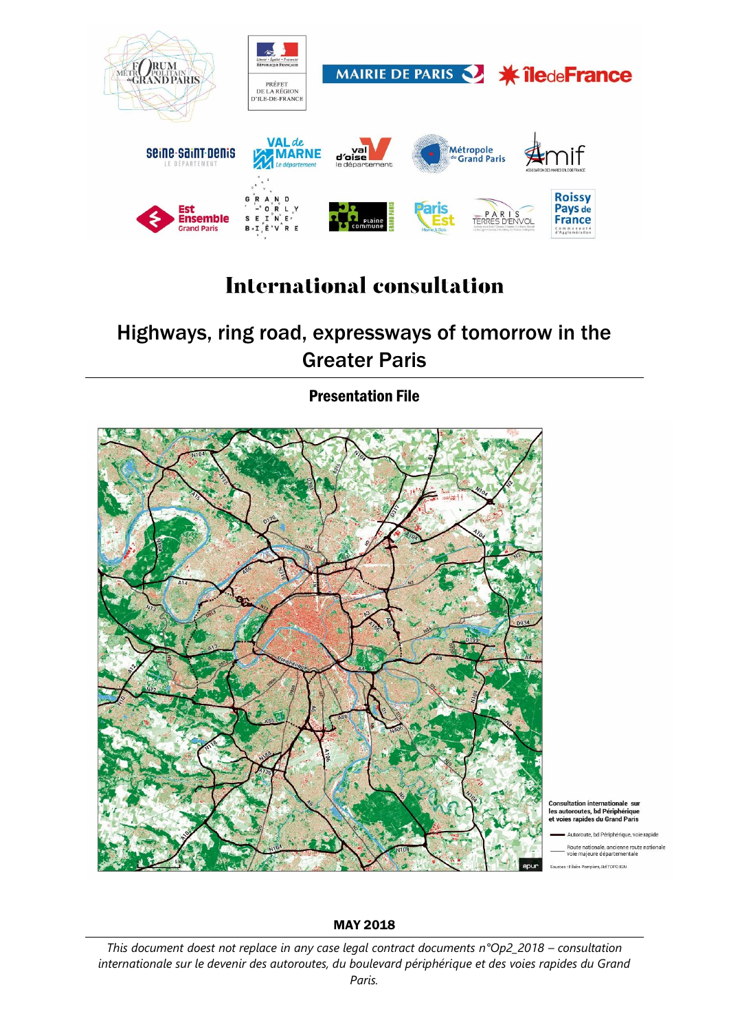# International consultation

## Highways, ring road, expressways of tomorrow in the Greater Paris

### Presentation File

**MAY 2018**

*This document doest not replace in any case legal contract documents n°Op2_2018 – consultation internationale sur le devenir des autoroutes, du boulevard périphérique et des voies rapides du Grand Paris.*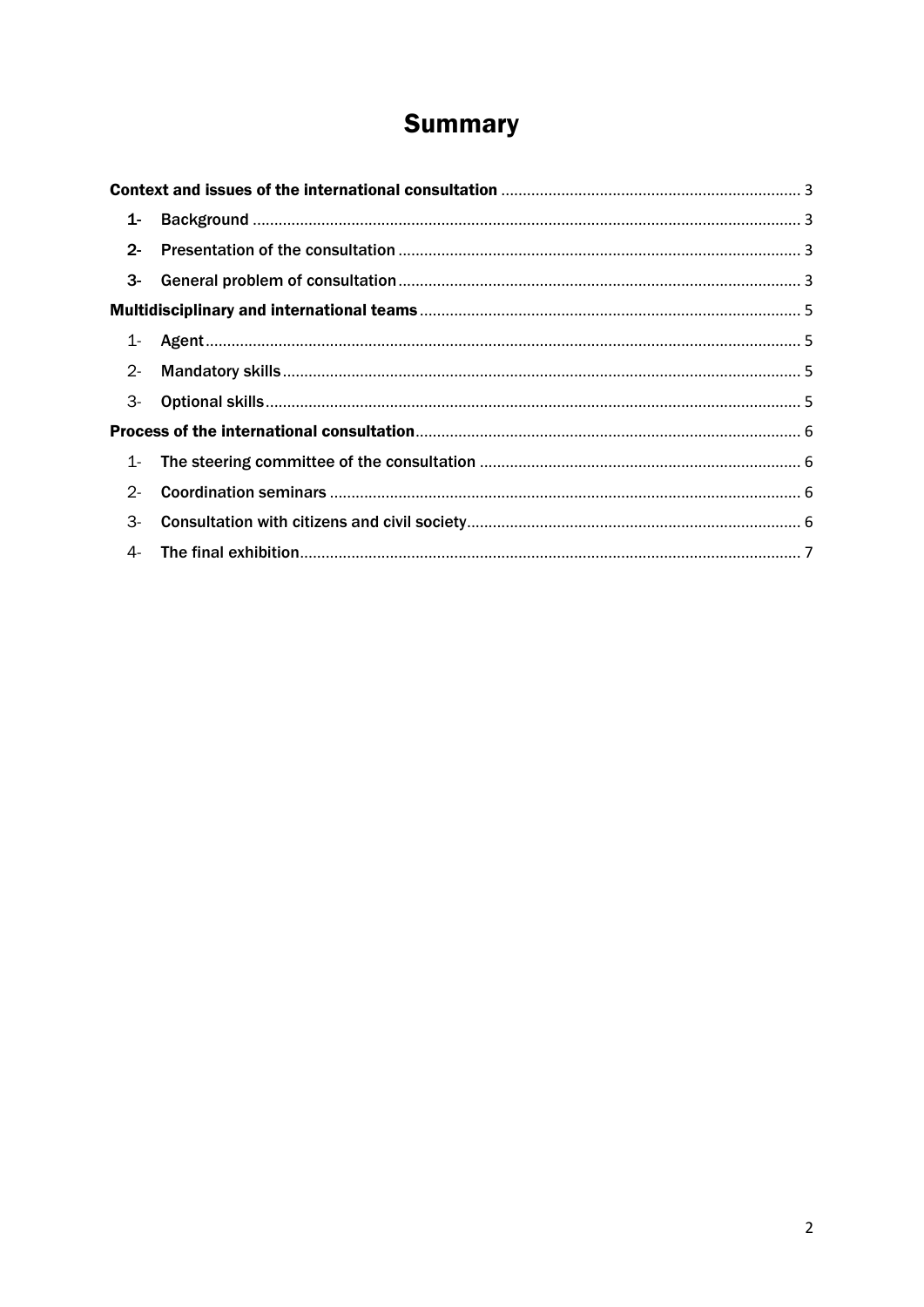# Summary

**Context and issues of the international consultation** ..................................................................... 3

1- **Background** ............................................................................................................................... 3

2- **Presentation of the consultation** ............................................................................................. 3

3- **General problem of consultation** ............................................................................................. 3

**Multidisciplinary and international teams** ........................................................................................ 5

1- **Agent** ......................................................................................................................................... 5

2- **Mandatory skills** ....................................................................................................................... 5

3- **Optional skills** ........................................................................................................................... 5

**Process of the international consultation** ......................................................................................... 6

1- **The steering committee of the consultation** .......................................................................... 6

2- **Coordination seminars** ............................................................................................................. 6

3- **Consultation with citizens and civil society** ............................................................................. 6

4- **The final exhibition** .................................................................................................................... 7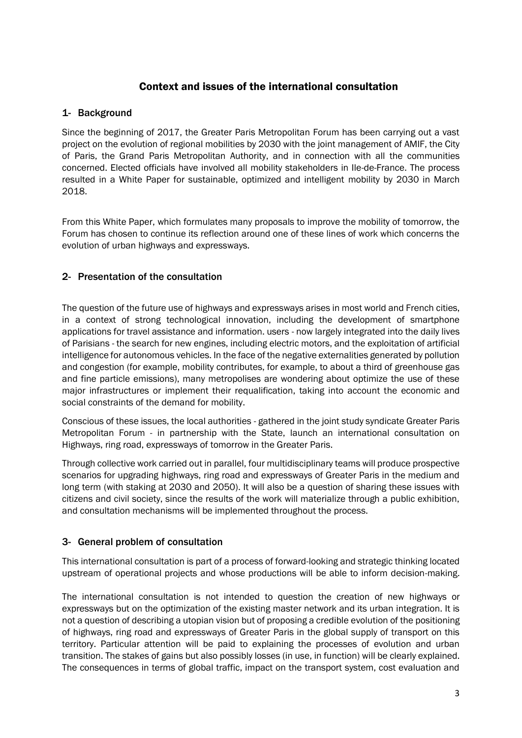# Context and issues of the international consultation

## 1- Background

Since the beginning of 2017, the Greater Paris Metropolitan Forum has been carrying out a vast project on the evolution of regional mobilities by 2030 with the joint management of AMIF, the City of Paris, the Grand Paris Metropolitan Authority, and in connection with all the communities concerned. Elected officials have involved all mobility stakeholders in Ile-de-France. The process resulted in a White Paper for sustainable, optimized and intelligent mobility by 2030 in March 2018.

From this White Paper, which formulates many proposals to improve the mobility of tomorrow, the Forum has chosen to continue its reflection around one of these lines of work which concerns the evolution of urban highways and expressways.

## 2- Presentation of the consultation

The question of the future use of highways and expressways arises in most world and French cities, in a context of strong technological innovation, including the development of smartphone applications for travel assistance and information. users - now largely integrated into the daily lives of Parisians - the search for new engines, including electric motors, and the exploitation of artificial intelligence for autonomous vehicles. In the face of the negative externalities generated by pollution and congestion (for example, mobility contributes, for example, to about a third of greenhouse gas and fine particle emissions), many metropolises are wondering about optimize the use of these major infrastructures or implement their requalification, taking into account the economic and social constraints of the demand for mobility.

Conscious of these issues, the local authorities - gathered in the joint study syndicate Greater Paris Metropolitan Forum - in partnership with the State, launch an international consultation on Highways, ring road, expressways of tomorrow in the Greater Paris.

Through collective work carried out in parallel, four multidisciplinary teams will produce prospective scenarios for upgrading highways, ring road and expressways of Greater Paris in the medium and long term (with staking at 2030 and 2050). It will also be a question of sharing these issues with citizens and civil society, since the results of the work will materialize through a public exhibition, and consultation mechanisms will be implemented throughout the process.

## 3- General problem of consultation

This international consultation is part of a process of forward-looking and strategic thinking located upstream of operational projects and whose productions will be able to inform decision-making.

The international consultation is not intended to question the creation of new highways or expressways but on the optimization of the existing master network and its urban integration. It is not a question of describing a utopian vision but of proposing a credible evolution of the positioning of highways, ring road and expressways of Greater Paris in the global supply of transport on this territory. Particular attention will be paid to explaining the processes of evolution and urban transition. The stakes of gains but also possibly losses (in use, in function) will be clearly explained. The consequences in terms of global traffic, impact on the transport system, cost evaluation and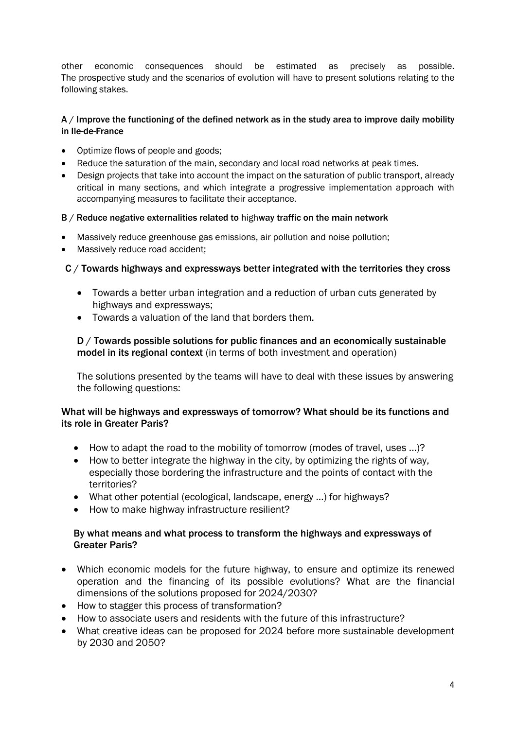other economic consequences should be estimated as precisely as possible. The prospective study and the scenarios of evolution will have to present solutions relating to the following stakes.

**A / Improve the functioning of the defined network as in the study area to improve daily mobility in Ile-de-France**

- Optimize flows of people and goods;
- Reduce the saturation of the main, secondary and local road networks at peak times.
- Design projects that take into account the impact on the saturation of public transport, already critical in many sections, and which integrate a progressive implementation approach with accompanying measures to facilitate their acceptance.

**B / Reduce negative externalities related to highway traffic on the main network**

- Massively reduce greenhouse gas emissions, air pollution and noise pollution;
- Massively reduce road accident;

**C / Towards highways and expressways better integrated with the territories they cross**

- Towards a better urban integration and a reduction of urban cuts generated by highways and expressways;
- Towards a valuation of the land that borders them.

**D / Towards possible solutions for public finances and an economically sustainable model in its regional context** (in terms of both investment and operation)

The solutions presented by the teams will have to deal with these issues by answering the following questions:

**What will be highways and expressways of tomorrow? What should be its functions and its role in Greater Paris?**

- How to adapt the road to the mobility of tomorrow (modes of travel, uses ...)?
- How to better integrate the highway in the city, by optimizing the rights of way, especially those bordering the infrastructure and the points of contact with the territories?
- What other potential (ecological, landscape, energy ...) for highways?
- How to make highway infrastructure resilient?

**By what means and what process to transform the highways and expressways of Greater Paris?**

- Which economic models for the future highway, to ensure and optimize its renewed operation and the financing of its possible evolutions? What are the financial dimensions of the solutions proposed for 2024/2030?
- How to stagger this process of transformation?
- How to associate users and residents with the future of this infrastructure?
- What creative ideas can be proposed for 2024 before more sustainable development by 2030 and 2050?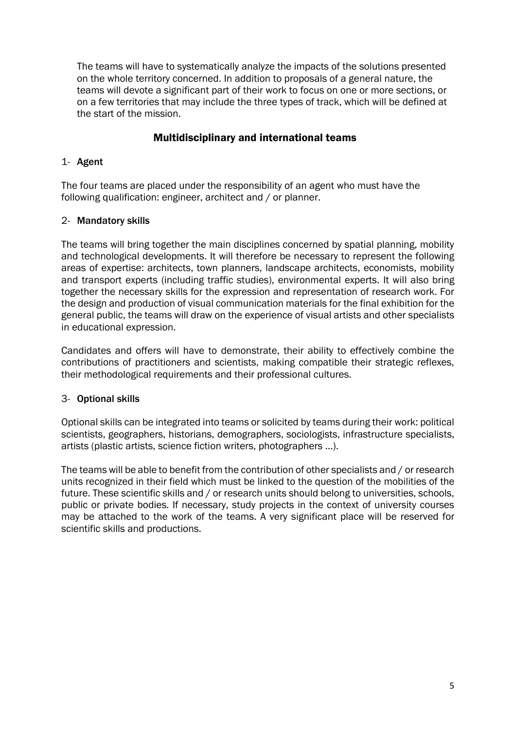The teams will have to systematically analyze the impacts of the solutions presented on the whole territory concerned. In addition to proposals of a general nature, the teams will devote a significant part of their work to focus on one or more sections, or on a few territories that may include the three types of track, which will be defined at the start of the mission.

## Multidisciplinary and international teams

### 1- Agent

The four teams are placed under the responsibility of an agent who must have the following qualification: engineer, architect and / or planner.

### 2- Mandatory skills

The teams will bring together the main disciplines concerned by spatial planning, mobility and technological developments. It will therefore be necessary to represent the following areas of expertise: architects, town planners, landscape architects, economists, mobility and transport experts (including traffic studies), environmental experts. It will also bring together the necessary skills for the expression and representation of research work. For the design and production of visual communication materials for the final exhibition for the general public, the teams will draw on the experience of visual artists and other specialists in educational expression.

Candidates and offers will have to demonstrate, their ability to effectively combine the contributions of practitioners and scientists, making compatible their strategic reflexes, their methodological requirements and their professional cultures.

### 3- Optional skills

Optional skills can be integrated into teams or solicited by teams during their work: political scientists, geographers, historians, demographers, sociologists, infrastructure specialists, artists (plastic artists, science fiction writers, photographers ...).

The teams will be able to benefit from the contribution of other specialists and / or research units recognized in their field which must be linked to the question of the mobilities of the future. These scientific skills and / or research units should belong to universities, schools, public or private bodies. If necessary, study projects in the context of university courses may be attached to the work of the teams. A very significant place will be reserved for scientific skills and productions.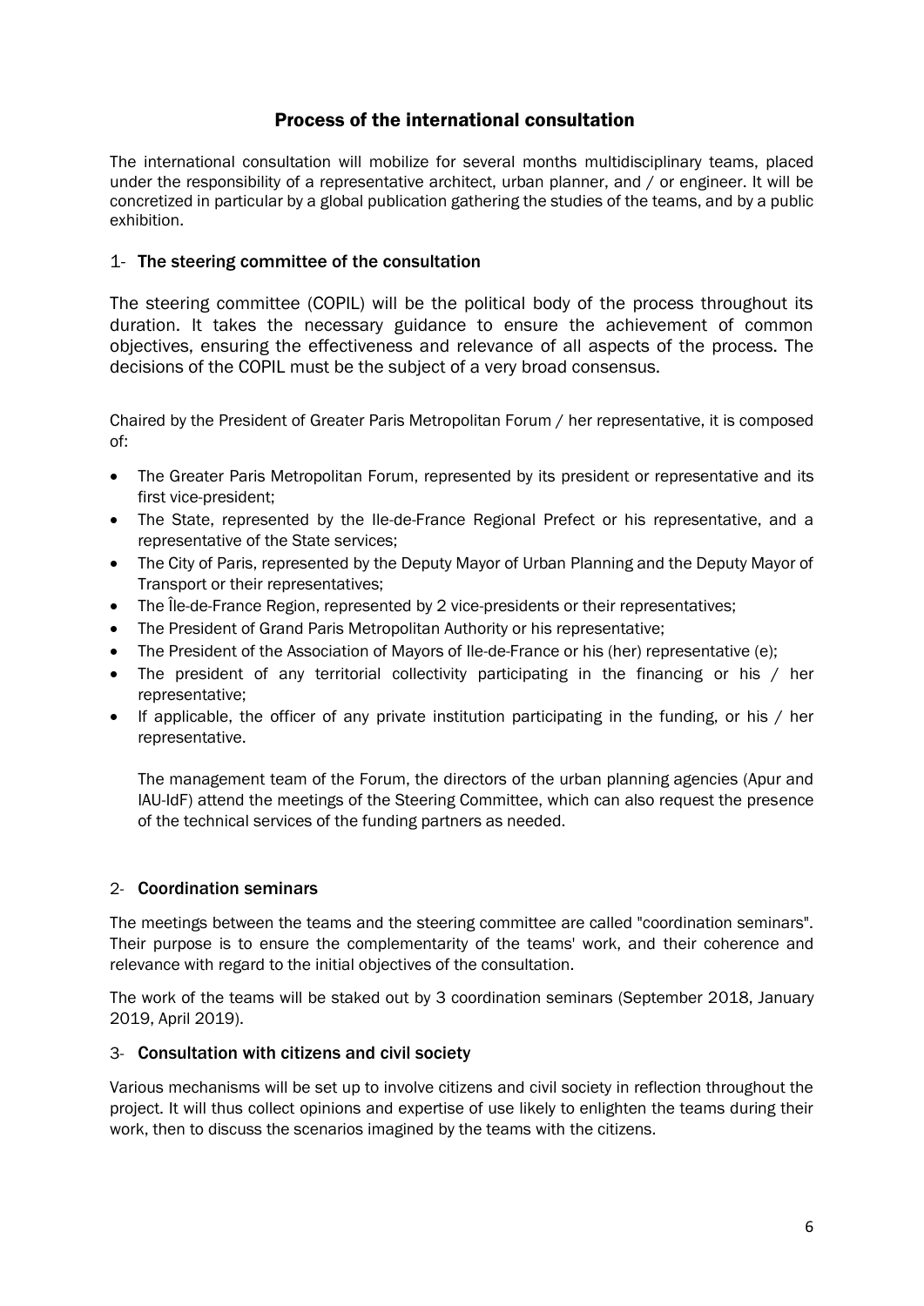## Process of the international consultation

The international consultation will mobilize for several months multidisciplinary teams, placed under the responsibility of a representative architect, urban planner, and / or engineer. It will be concretized in particular by a global publication gathering the studies of the teams, and by a public exhibition.

### 1- The steering committee of the consultation

The steering committee (COPIL) will be the political body of the process throughout its duration. It takes the necessary guidance to ensure the achievement of common objectives, ensuring the effectiveness and relevance of all aspects of the process. The decisions of the COPIL must be the subject of a very broad consensus.

Chaired by the President of Greater Paris Metropolitan Forum / her representative, it is composed of:

- The Greater Paris Metropolitan Forum, represented by its president or representative and its first vice-president;
- The State, represented by the Ile-de-France Regional Prefect or his representative, and a representative of the State services;
- The City of Paris, represented by the Deputy Mayor of Urban Planning and the Deputy Mayor of Transport or their representatives;
- The Île-de-France Region, represented by 2 vice-presidents or their representatives;
- The President of Grand Paris Metropolitan Authority or his representative;
- The President of the Association of Mayors of Ile-de-France or his (her) representative (e);
- The president of any territorial collectivity participating in the financing or his / her representative;
- If applicable, the officer of any private institution participating in the funding, or his / her representative.

The management team of the Forum, the directors of the urban planning agencies (Apur and IAU-IdF) attend the meetings of the Steering Committee, which can also request the presence of the technical services of the funding partners as needed.

### 2- Coordination seminars

The meetings between the teams and the steering committee are called "coordination seminars". Their purpose is to ensure the complementarity of the teams' work, and their coherence and relevance with regard to the initial objectives of the consultation.

The work of the teams will be staked out by 3 coordination seminars (September 2018, January 2019, April 2019).

### 3- Consultation with citizens and civil society

Various mechanisms will be set up to involve citizens and civil society in reflection throughout the project. It will thus collect opinions and expertise of use likely to enlighten the teams during their work, then to discuss the scenarios imagined by the teams with the citizens.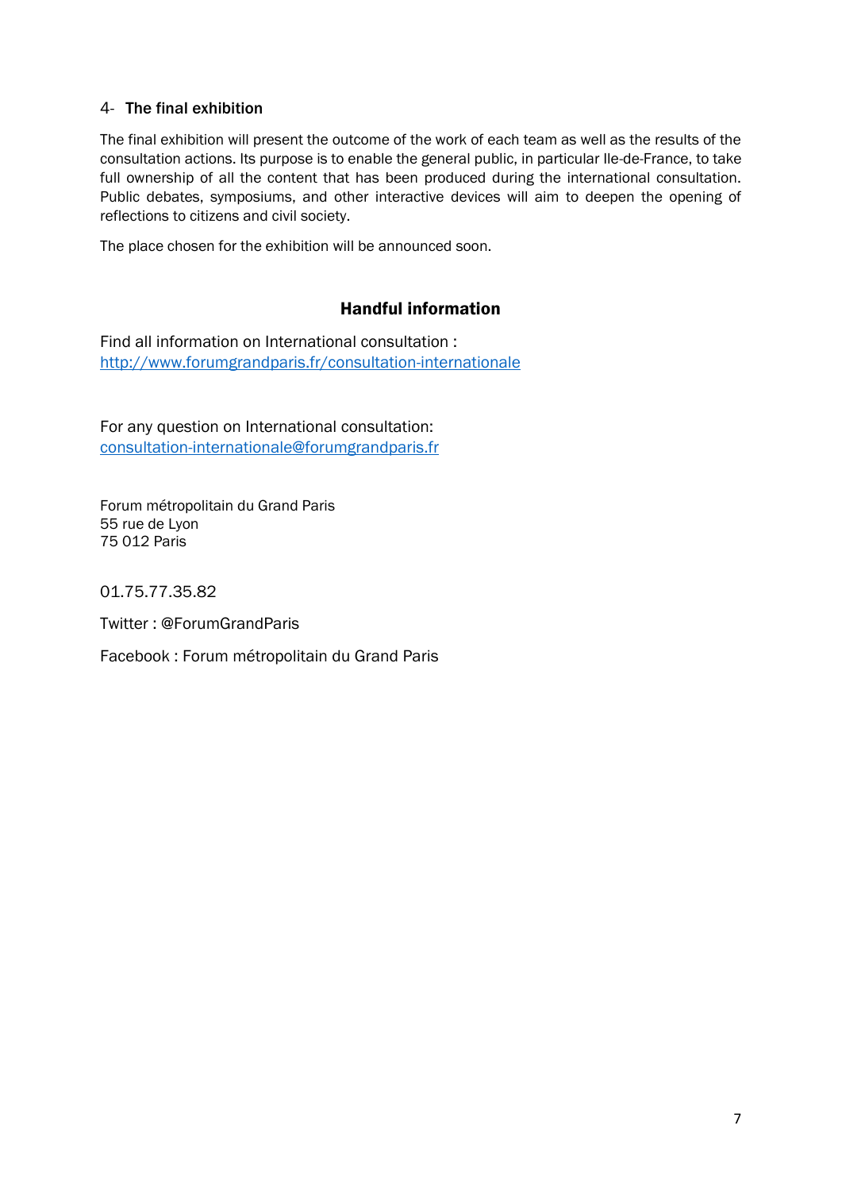## 4- The final exhibition

The final exhibition will present the outcome of the work of each team as well as the results of the consultation actions. Its purpose is to enable the general public, in particular Ile-de-France, to take full ownership of all the content that has been produced during the international consultation. Public debates, symposiums, and other interactive devices will aim to deepen the opening of reflections to citizens and civil society.

The place chosen for the exhibition will be announced soon.

## Handful information

Find all information on International consultation :
http://www.forumgrandparis.fr/consultation-internationale

For any question on International consultation:
consultation-internationale@forumgrandparis.fr

Forum métropolitain du Grand Paris
55 rue de Lyon
75 012 Paris

01.75.77.35.82

Twitter : @ForumGrandParis

Facebook : Forum métropolitain du Grand Paris